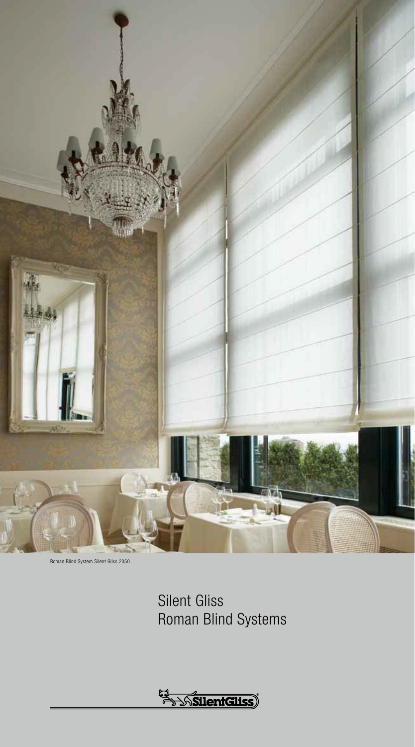Roman Blind System Silent Gliss 2350

# Silent Gliss Roman Blind Systems

SilentGliss®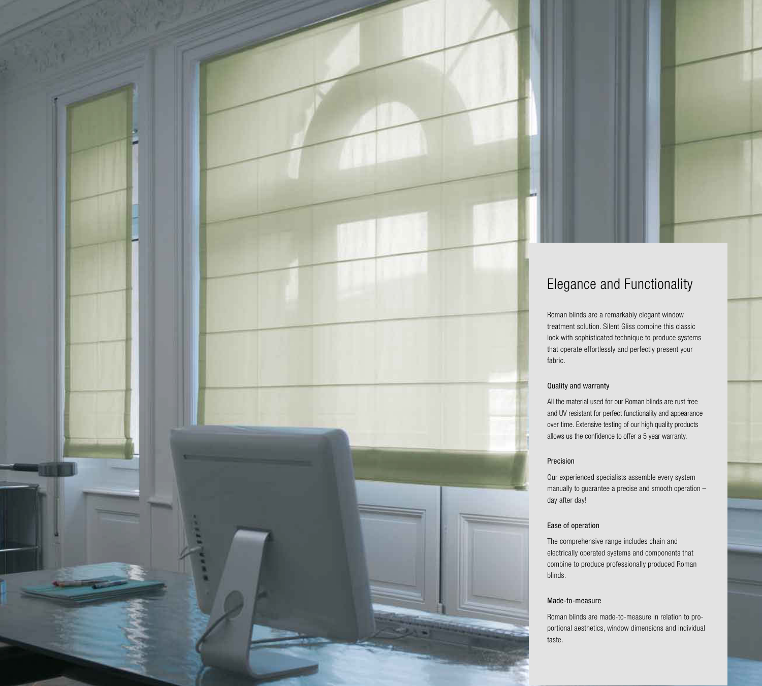# Elegance and Functionality

Roman blinds are a remarkably elegant window treatment solution. Silent Gliss combine this classic look with sophisticated technique to produce systems that operate effortlessly and perfectly present your fabric.

### Quality and warranty

All the material used for our Roman blinds are rust free and UV resistant for perfect functionality and appearance over time. Extensive testing of our high quality products allows us the confidence to offer a 5 year warranty.

### Precision

Our experienced specialists assemble every system manually to guarantee a precise and smooth operation – day after day!

### Ease of operation

The comprehensive range includes chain and electrically operated systems and components that combine to produce professionally produced Roman blinds.

### Made-to-measure

Roman blinds are made-to-measure in relation to proportional aesthetics, window dimensions and individual taste.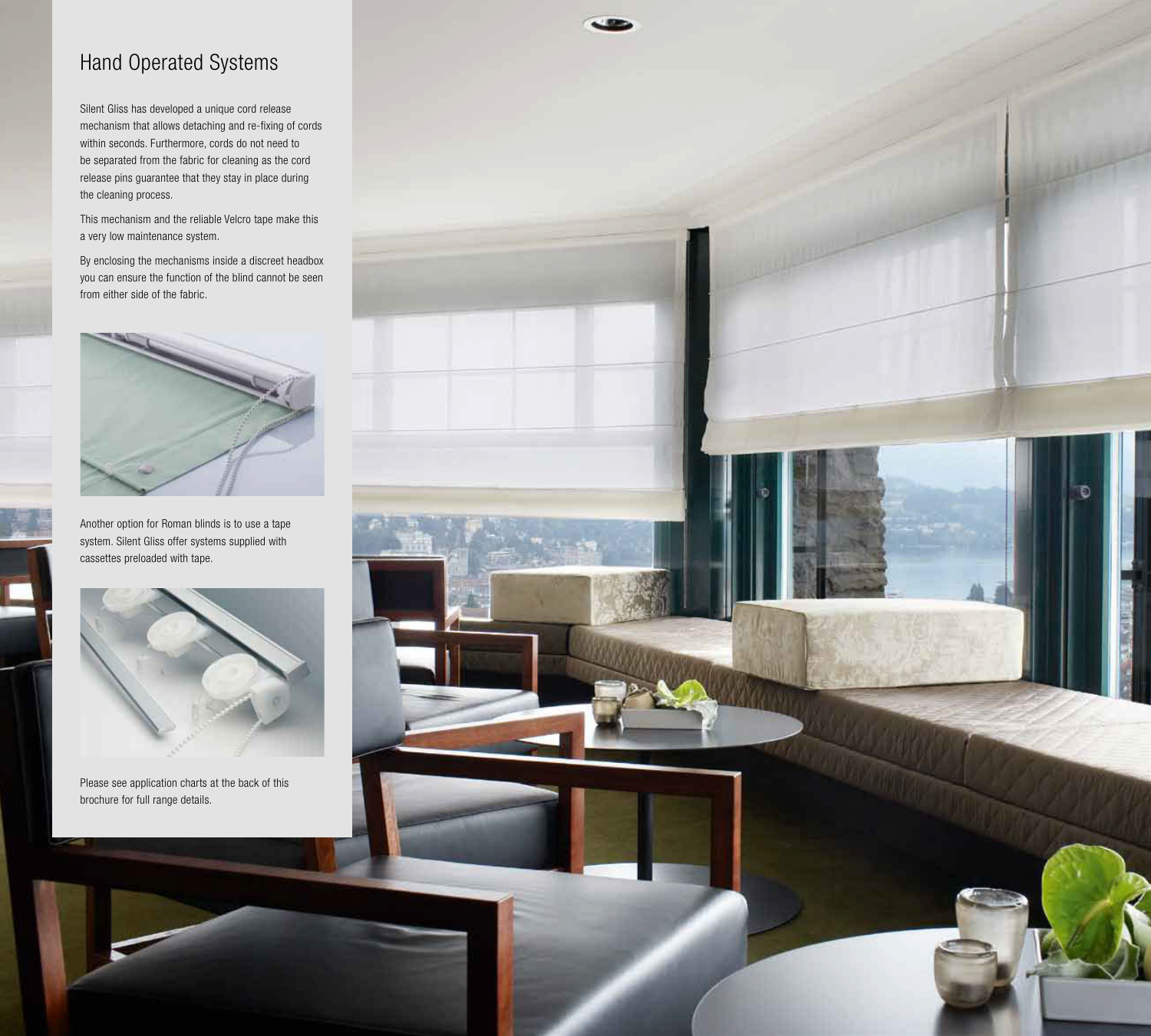# Hand Operated Systems

Silent Gliss has developed a unique cord release mechanism that allows detaching and re-fixing of cords within seconds. Furthermore, cords do not need to be separated from the fabric for cleaning as the cord release pins guarantee that they stay in place during the cleaning process.

This mechanism and the reliable Velcro tape make this a very low maintenance system.

By enclosing the mechanisms inside a discreet headbox you can ensure the function of the blind cannot be seen from either side of the fabric.

Another option for Roman blinds is to use a tape system. Silent Gliss offer systems supplied with cassettes preloaded with tape.

Please see application charts at the back of this brochure for full range details.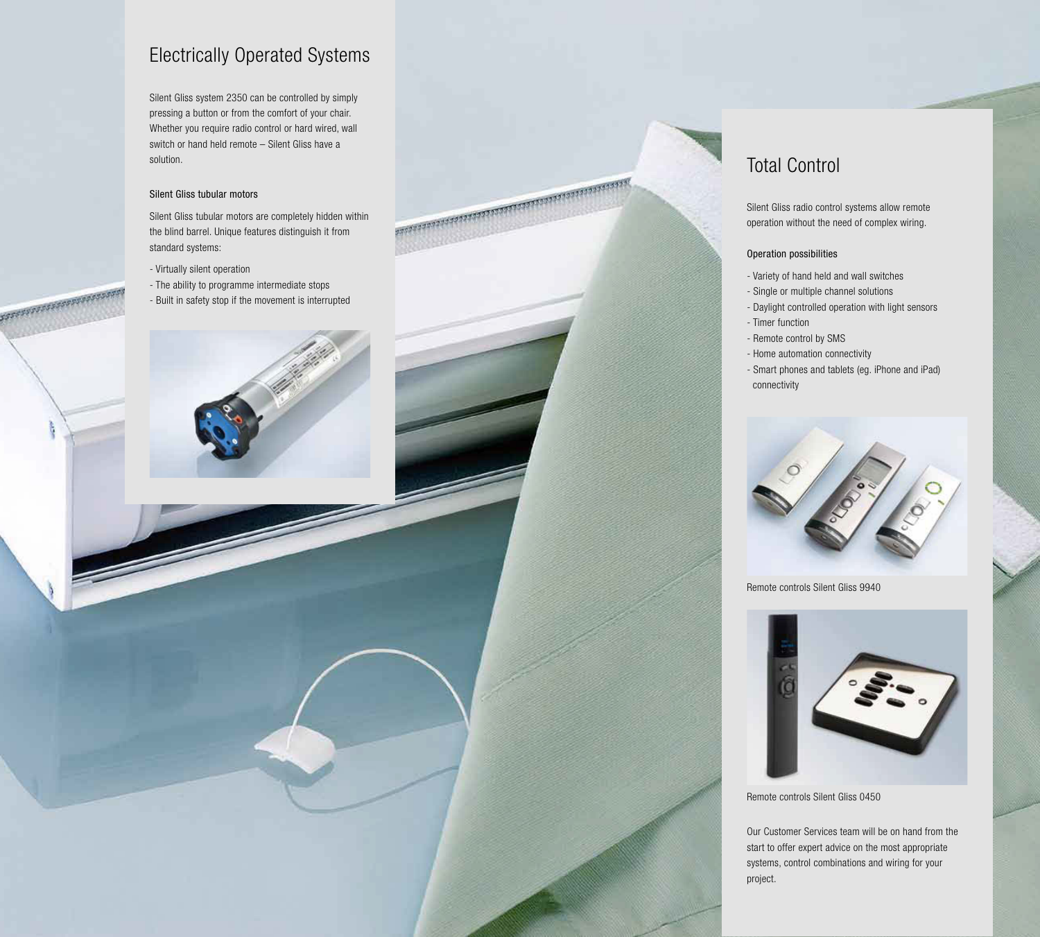## Electrically Operated Systems

Silent Gliss system 2350 can be controlled by simply pressing a button or from the comfort of your chair. Whether you require radio control or hard wired, wall switch or hand held remote – Silent Gliss have a solution.

### Silent Gliss tubular motors

Silent Gliss tubular motors are completely hidden within the blind barrel. Unique features distinguish it from standard systems:

- Virtually silent operation
- The ability to programme intermediate stops
- Built in safety stop if the movement is interrupted

## Total Control

Silent Gliss radio control systems allow remote operation without the need of complex wiring.

### Operation possibilities

- Variety of hand held and wall switches
- Single or multiple channel solutions
- Daylight controlled operation with light sensors
- Timer function
- Remote control by SMS
- Home automation connectivity
- Smart phones and tablets (eg. iPhone and iPad) connectivity

Remote controls Silent Gliss 9940

Remote controls Silent Gliss 0450

Our Customer Services team will be on hand from the start to offer expert advice on the most appropriate systems, control combinations and wiring for your project.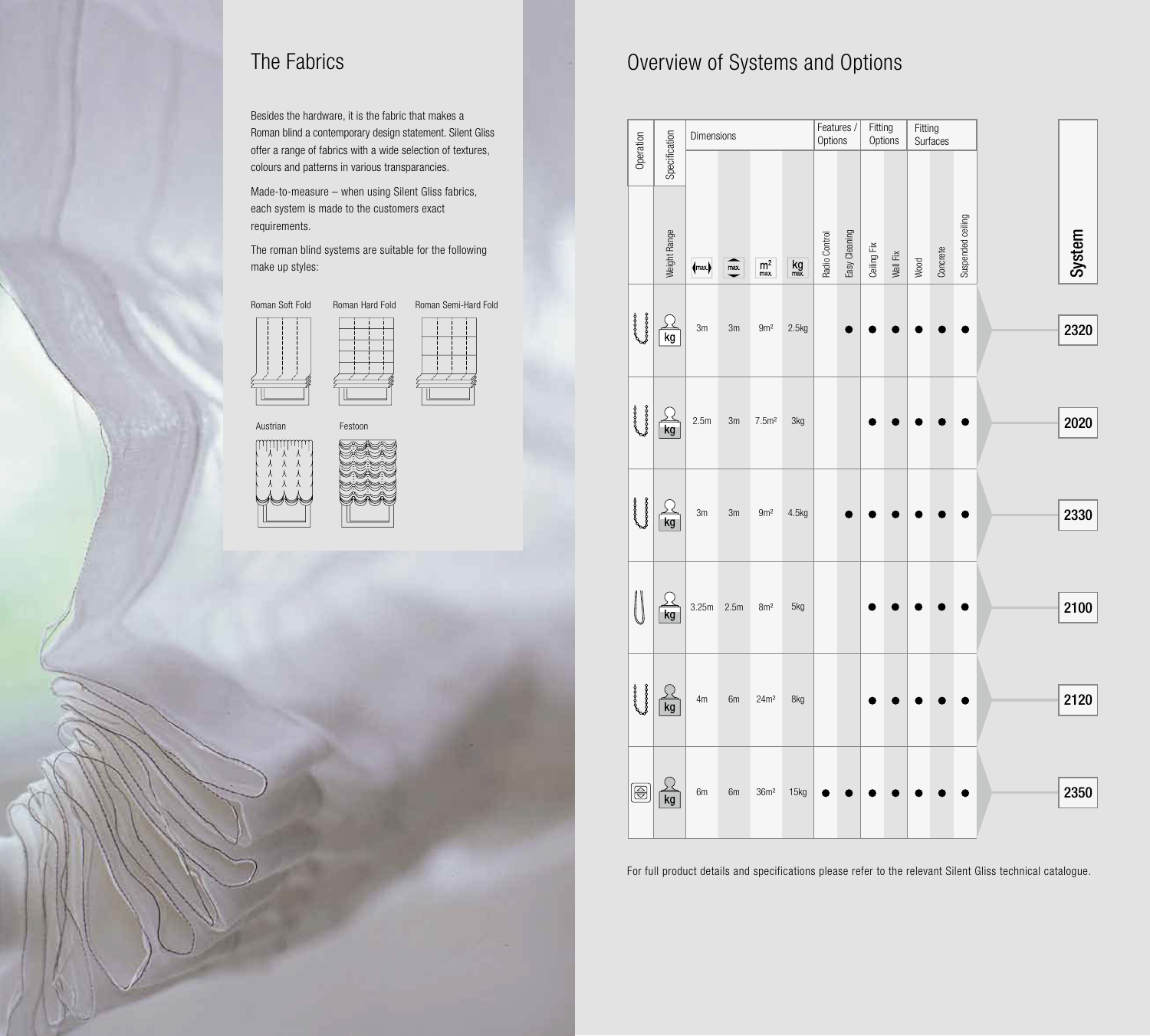## The Fabrics

Besides the hardware, it is the fabric that makes a Roman blind a contemporary design statement. Silent Gliss offer a range of fabrics with a wide selection of textures, colours and patterns in various transparancies.

Made-to-measure – when using Silent Gliss fabrics, each system is made to the customers exact requirements.

The roman blind systems are suitable for the following make up styles:

Roman Soft Fold

Roman Hard Fold

Roman Semi-Hard Fold

Austrian

Festoon

## Overview of Systems and Options

| Operation | Specification | Dimensions | | | | Features / Options | | Fitting Options | | Fitting Surfaces | | | System |
|---|---|---|---|---|---|---|---|---|---|---|---|---|---|
| | Weight Range | max. (width) | max. (height) | m² max. | kg max. | Radio Control | Easy Cleaning | Ceiling Fix | Wall Fix | Wood | Concrete | Suspended ceiling | |
| | kg | 3m | 3m | 9m² | 2.5kg | | ● | ● | ● | ● | ● | ● | 2320 |
| | kg | 2.5m | 3m | 7.5m² | 3kg | | | ● | ● | ● | ● | ● | 2020 |
| | kg | 3m | 3m | 9m² | 4.5kg | | ● | ● | ● | ● | ● | ● | 2330 |
| | kg | 3.25m | 2.5m | 8m² | 5kg | | | ● | ● | ● | ● | ● | 2100 |
| | kg | 4m | 6m | 24m² | 8kg | | | ● | ● | ● | ● | ● | 2120 |
| | kg | 6m | 6m | 36m² | 15kg | ● | ● | ● | ● | ● | ● | ● | 2350 |

For full product details and specifications please refer to the relevant Silent Gliss technical catalogue.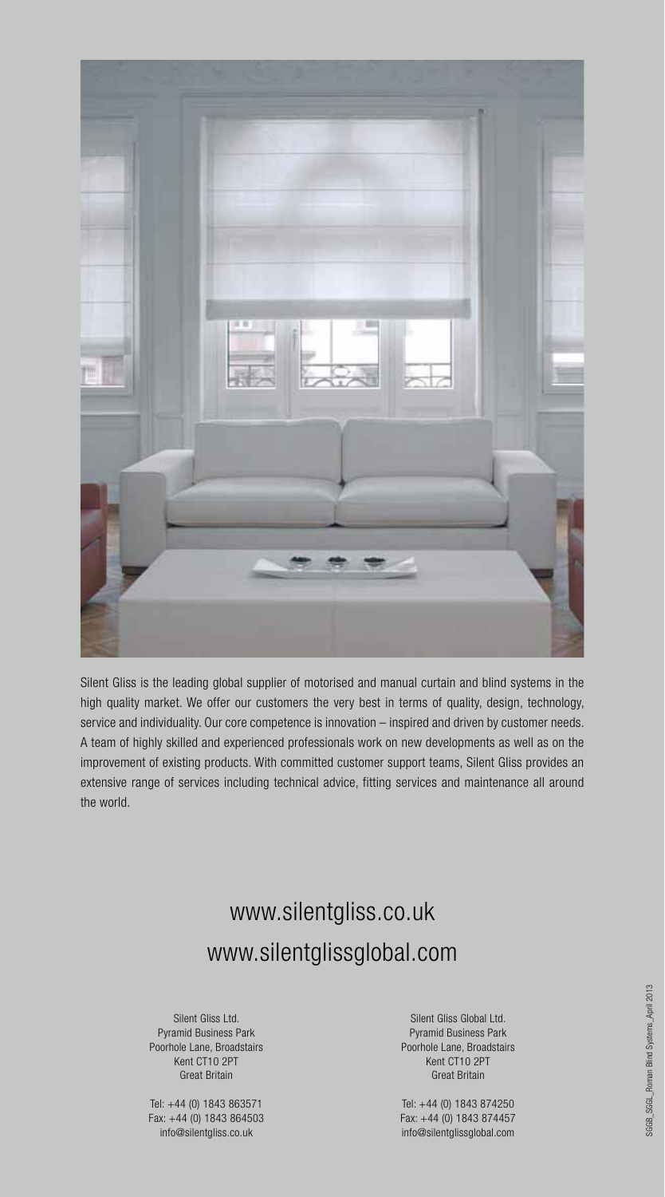Silent Gliss is the leading global supplier of motorised and manual curtain and blind systems in the high quality market. We offer our customers the very best in terms of quality, design, technology, service and individuality. Our core competence is innovation – inspired and driven by customer needs. A team of highly skilled and experienced professionals work on new developments as well as on the improvement of existing products. With committed customer support teams, Silent Gliss provides an extensive range of services including technical advice, fitting services and maintenance all around the world.

## www.silentgliss.co.uk
## www.silentglissglobal.com

Silent Gliss Ltd.
Pyramid Business Park
Poorhole Lane, Broadstairs
Kent CT10 2PT
Great Britain

Tel: +44 (0) 1843 863571
Fax: +44 (0) 1843 864503
info@silentgliss.co.uk

Silent Gliss Global Ltd.
Pyramid Business Park
Poorhole Lane, Broadstairs
Kent CT10 2PT
Great Britain

Tel: +44 (0) 1843 874250
Fax: +44 (0) 1843 874457
info@silentglissglobal.com

SGGB_SGGL_Roman Blind Systems_April 2013